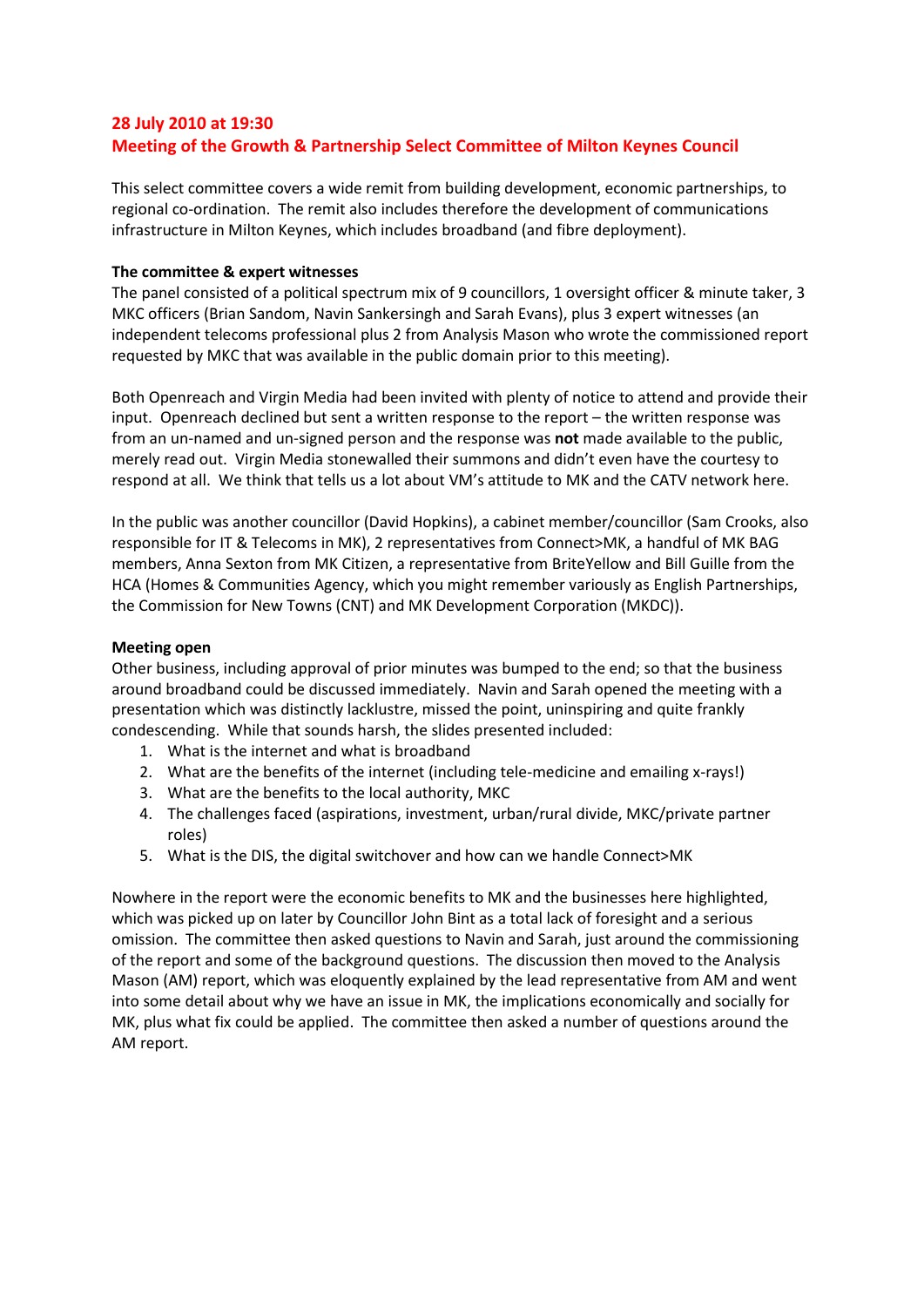## 28 July 2010 at 19:30
## Meeting of the Growth & Partnership Select Committee of Milton Keynes Council

This select committee covers a wide remit from building development, economic partnerships, to regional co-ordination. The remit also includes therefore the development of communications infrastructure in Milton Keynes, which includes broadband (and fibre deployment).

**The committee & expert witnesses**
The panel consisted of a political spectrum mix of 9 councillors, 1 oversight officer & minute taker, 3 MKC officers (Brian Sandom, Navin Sankersingh and Sarah Evans), plus 3 expert witnesses (an independent telecoms professional plus 2 from Analysis Mason who wrote the commissioned report requested by MKC that was available in the public domain prior to this meeting).

Both Openreach and Virgin Media had been invited with plenty of notice to attend and provide their input. Openreach declined but sent a written response to the report – the written response was from an un-named and un-signed person and the response was **not** made available to the public, merely read out. Virgin Media stonewalled their summons and didn't even have the courtesy to respond at all. We think that tells us a lot about VM's attitude to MK and the CATV network here.

In the public was another councillor (David Hopkins), a cabinet member/councillor (Sam Crooks, also responsible for IT & Telecoms in MK), 2 representatives from Connect>MK, a handful of MK BAG members, Anna Sexton from MK Citizen, a representative from BriteYellow and Bill Guille from the HCA (Homes & Communities Agency, which you might remember variously as English Partnerships, the Commission for New Towns (CNT) and MK Development Corporation (MKDC)).

**Meeting open**
Other business, including approval of prior minutes was bumped to the end; so that the business around broadband could be discussed immediately. Navin and Sarah opened the meeting with a presentation which was distinctly lacklustre, missed the point, uninspiring and quite frankly condescending. While that sounds harsh, the slides presented included:

1. What is the internet and what is broadband
2. What are the benefits of the internet (including tele-medicine and emailing x-rays!)
3. What are the benefits to the local authority, MKC
4. The challenges faced (aspirations, investment, urban/rural divide, MKC/private partner roles)
5. What is the DIS, the digital switchover and how can we handle Connect>MK

Nowhere in the report were the economic benefits to MK and the businesses here highlighted, which was picked up on later by Councillor John Bint as a total lack of foresight and a serious omission. The committee then asked questions to Navin and Sarah, just around the commissioning of the report and some of the background questions. The discussion then moved to the Analysis Mason (AM) report, which was eloquently explained by the lead representative from AM and went into some detail about why we have an issue in MK, the implications economically and socially for MK, plus what fix could be applied. The committee then asked a number of questions around the AM report.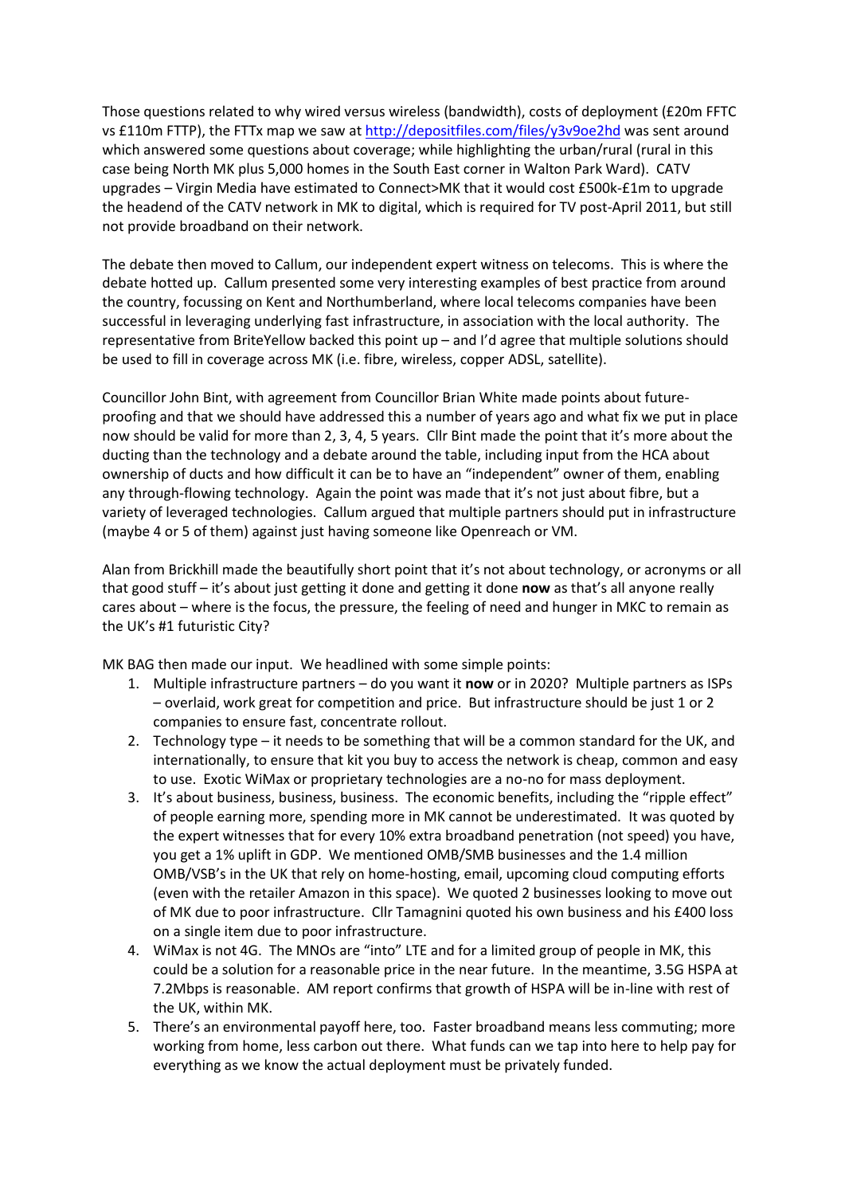Those questions related to why wired versus wireless (bandwidth), costs of deployment (£20m FFTC vs £110m FTTP), the FTTx map we saw at [http://depositfiles.com/files/y3v9oe2hd](http://depositfiles.com/files/y3v9oe2hd) was sent around which answered some questions about coverage; while highlighting the urban/rural (rural in this case being North MK plus 5,000 homes in the South East corner in Walton Park Ward). CATV upgrades – Virgin Media have estimated to Connect>MK that it would cost £500k-£1m to upgrade the headend of the CATV network in MK to digital, which is required for TV post-April 2011, but still not provide broadband on their network.

The debate then moved to Callum, our independent expert witness on telecoms. This is where the debate hotted up. Callum presented some very interesting examples of best practice from around the country, focussing on Kent and Northumberland, where local telecoms companies have been successful in leveraging underlying fast infrastructure, in association with the local authority. The representative from BriteYellow backed this point up – and I'd agree that multiple solutions should be used to fill in coverage across MK (i.e. fibre, wireless, copper ADSL, satellite).

Councillor John Bint, with agreement from Councillor Brian White made points about future-proofing and that we should have addressed this a number of years ago and what fix we put in place now should be valid for more than 2, 3, 4, 5 years. Cllr Bint made the point that it's more about the ducting than the technology and a debate around the table, including input from the HCA about ownership of ducts and how difficult it can be to have an "independent" owner of them, enabling any through-flowing technology. Again the point was made that it's not just about fibre, but a variety of leveraged technologies. Callum argued that multiple partners should put in infrastructure (maybe 4 or 5 of them) against just having someone like Openreach or VM.

Alan from Brickhill made the beautifully short point that it's not about technology, or acronyms or all that good stuff – it's about just getting it done and getting it done **now** as that's all anyone really cares about – where is the focus, the pressure, the feeling of need and hunger in MKC to remain as the UK's #1 futuristic City?

MK BAG then made our input. We headlined with some simple points:

1. Multiple infrastructure partners – do you want it **now** or in 2020? Multiple partners as ISPs – overlaid, work great for competition and price. But infrastructure should be just 1 or 2 companies to ensure fast, concentrate rollout.
2. Technology type – it needs to be something that will be a common standard for the UK, and internationally, to ensure that kit you buy to access the network is cheap, common and easy to use. Exotic WiMax or proprietary technologies are a no-no for mass deployment.
3. It's about business, business, business. The economic benefits, including the "ripple effect" of people earning more, spending more in MK cannot be underestimated. It was quoted by the expert witnesses that for every 10% extra broadband penetration (not speed) you have, you get a 1% uplift in GDP. We mentioned OMB/SMB businesses and the 1.4 million OMB/VSB's in the UK that rely on home-hosting, email, upcoming cloud computing efforts (even with the retailer Amazon in this space). We quoted 2 businesses looking to move out of MK due to poor infrastructure. Cllr Tamagnini quoted his own business and his £400 loss on a single item due to poor infrastructure.
4. WiMax is not 4G. The MNOs are "into" LTE and for a limited group of people in MK, this could be a solution for a reasonable price in the near future. In the meantime, 3.5G HSPA at 7.2Mbps is reasonable. AM report confirms that growth of HSPA will be in-line with rest of the UK, within MK.
5. There's an environmental payoff here, too. Faster broadband means less commuting; more working from home, less carbon out there. What funds can we tap into here to help pay for everything as we know the actual deployment must be privately funded.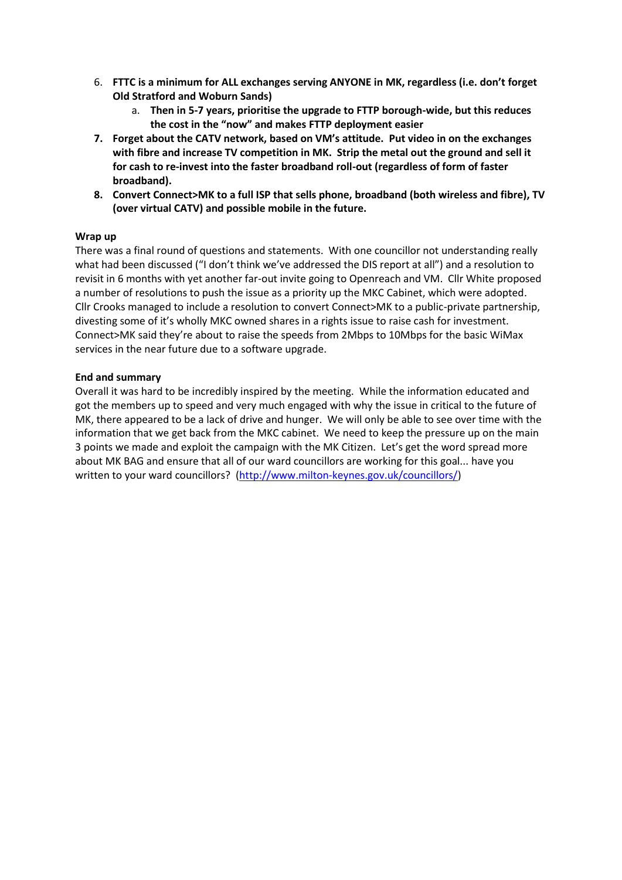6. **FTTC is a minimum for ALL exchanges serving ANYONE in MK, regardless (i.e. don't forget Old Stratford and Woburn Sands)**
    a. **Then in 5-7 years, prioritise the upgrade to FTTP borough-wide, but this reduces the cost in the "now" and makes FTTP deployment easier**
7. **Forget about the CATV network, based on VM's attitude. Put video in on the exchanges with fibre and increase TV competition in MK. Strip the metal out the ground and sell it for cash to re-invest into the faster broadband roll-out (regardless of form of faster broadband).**
8. **Convert Connect>MK to a full ISP that sells phone, broadband (both wireless and fibre), TV (over virtual CATV) and possible mobile in the future.**

**Wrap up**

There was a final round of questions and statements. With one councillor not understanding really what had been discussed ("I don't think we've addressed the DIS report at all") and a resolution to revisit in 6 months with yet another far-out invite going to Openreach and VM. Cllr White proposed a number of resolutions to push the issue as a priority up the MKC Cabinet, which were adopted. Cllr Crooks managed to include a resolution to convert Connect>MK to a public-private partnership, divesting some of it's wholly MKC owned shares in a rights issue to raise cash for investment. Connect>MK said they're about to raise the speeds from 2Mbps to 10Mbps for the basic WiMax services in the near future due to a software upgrade.

**End and summary**

Overall it was hard to be incredibly inspired by the meeting. While the information educated and got the members up to speed and very much engaged with why the issue in critical to the future of MK, there appeared to be a lack of drive and hunger. We will only be able to see over time with the information that we get back from the MKC cabinet. We need to keep the pressure up on the main 3 points we made and exploit the campaign with the MK Citizen. Let's get the word spread more about MK BAG and ensure that all of our ward councillors are working for this goal... have you written to your ward councillors? (http://www.milton-keynes.gov.uk/councillors/)